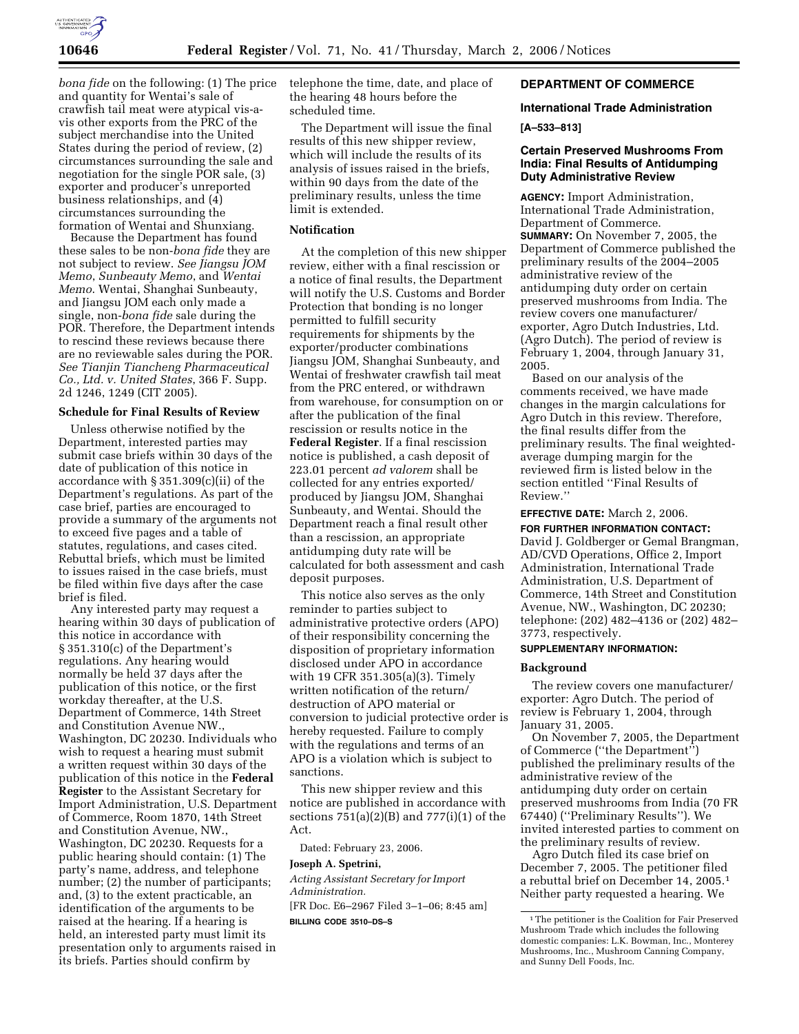*bona fide* on the following: (1) The price and quantity for Wentai's sale of crawfish tail meat were atypical vis-a-vis other exports from the PRC of the subject merchandise into the United States during the period of review, (2) circumstances surrounding the sale and negotiation for the single POR sale, (3) exporter and producer's unreported business relationships, and (4) circumstances surrounding the formation of Wentai and Shunxiang.

Because the Department has found these sales to be non-*bona fide* they are not subject to review. *See Jiangsu JOM Memo*, *Sunbeauty Memo*, and *Wentai Memo*. Wentai, Shanghai Sunbeauty, and Jiangsu JOM each only made a single, non-*bona fide* sale during the POR. Therefore, the Department intends to rescind these reviews because there are no reviewable sales during the POR. *See Tianjin Tiancheng Pharmaceutical Co., Ltd. v. United States*, 366 F. Supp. 2d 1246, 1249 (CIT 2005).

**Schedule for Final Results of Review**

Unless otherwise notified by the Department, interested parties may submit case briefs within 30 days of the date of publication of this notice in accordance with § 351.309(c)(ii) of the Department's regulations. As part of the case brief, parties are encouraged to provide a summary of the arguments not to exceed five pages and a table of statutes, regulations, and cases cited. Rebuttal briefs, which must be limited to issues raised in the case briefs, must be filed within five days after the case brief is filed.

Any interested party may request a hearing within 30 days of publication of this notice in accordance with § 351.310(c) of the Department's regulations. Any hearing would normally be held 37 days after the publication of this notice, or the first workday thereafter, at the U.S. Department of Commerce, 14th Street and Constitution Avenue NW., Washington, DC 20230. Individuals who wish to request a hearing must submit a written request within 30 days of the publication of this notice in the **Federal Register** to the Assistant Secretary for Import Administration, U.S. Department of Commerce, Room 1870, 14th Street and Constitution Avenue, NW., Washington, DC 20230. Requests for a public hearing should contain: (1) The party's name, address, and telephone number; (2) the number of participants; and, (3) to the extent practicable, an identification of the arguments to be raised at the hearing. If a hearing is held, an interested party must limit its presentation only to arguments raised in its briefs. Parties should confirm by telephone the time, date, and place of the hearing 48 hours before the scheduled time.

The Department will issue the final results of this new shipper review, which will include the results of its analysis of issues raised in the briefs, within 90 days from the date of the preliminary results, unless the time limit is extended.

**Notification**

At the completion of this new shipper review, either with a final rescission or a notice of final results, the Department will notify the U.S. Customs and Border Protection that bonding is no longer permitted to fulfill security requirements for shipments by the exporter/producter combinations Jiangsu JOM, Shanghai Sunbeauty, and Wentai of freshwater crawfish tail meat from the PRC entered, or withdrawn from warehouse, for consumption on or after the publication of the final rescission or results notice in the **Federal Register**. If a final rescission notice is published, a cash deposit of 223.01 percent *ad valorem* shall be collected for any entries exported/produced by Jiangsu JOM, Shanghai Sunbeauty, and Wentai. Should the Department reach a final result other than a rescission, an appropriate antidumping duty rate will be calculated for both assessment and cash deposit purposes.

This notice also serves as the only reminder to parties subject to administrative protective orders (APO) of their responsibility concerning the disposition of proprietary information disclosed under APO in accordance with 19 CFR 351.305(a)(3). Timely written notification of the return/destruction of APO material or conversion to judicial protective order is hereby requested. Failure to comply with the regulations and terms of an APO is a violation which is subject to sanctions.

This new shipper review and this notice are published in accordance with sections 751(a)(2)(B) and 777(i)(1) of the Act.

Dated: February 23, 2006.

**Joseph A. Spetrini,**

*Acting Assistant Secretary for Import Administration.*

[FR Doc. E6–2967 Filed 3–1–06; 8:45 am]

**BILLING CODE 3510–DS–S**

## DEPARTMENT OF COMMERCE

### International Trade Administration

**[A–533–813]**

### Certain Preserved Mushrooms From India: Final Results of Antidumping Duty Administrative Review

**AGENCY:** Import Administration, International Trade Administration, Department of Commerce.

**SUMMARY:** On November 7, 2005, the Department of Commerce published the preliminary results of the 2004–2005 administrative review of the antidumping duty order on certain preserved mushrooms from India. The review covers one manufacturer/exporter, Agro Dutch Industries, Ltd. (Agro Dutch). The period of review is February 1, 2004, through January 31, 2005.

Based on our analysis of the comments received, we have made changes in the margin calculations for Agro Dutch in this review. Therefore, the final results differ from the preliminary results. The final weighted-average dumping margin for the reviewed firm is listed below in the section entitled ''Final Results of Review.''

**EFFECTIVE DATE:** March 2, 2006.

**FOR FURTHER INFORMATION CONTACT:** David J. Goldberger or Gemal Brangman, AD/CVD Operations, Office 2, Import Administration, International Trade Administration, U.S. Department of Commerce, 14th Street and Constitution Avenue, NW., Washington, DC 20230; telephone: (202) 482–4136 or (202) 482–3773, respectively.

**SUPPLEMENTARY INFORMATION:**

**Background**

The review covers one manufacturer/exporter: Agro Dutch. The period of review is February 1, 2004, through January 31, 2005.

On November 7, 2005, the Department of Commerce (''the Department'') published the preliminary results of the administrative review of the antidumping duty order on certain preserved mushrooms from India (70 FR 67440) (''Preliminary Results''). We invited interested parties to comment on the preliminary results of review.

Agro Dutch filed its case brief on December 7, 2005. The petitioner filed a rebuttal brief on December 14, 2005.[1] Neither party requested a hearing. We

[1] The petitioner is the Coalition for Fair Preserved Mushroom Trade which includes the following domestic companies: L.K. Bowman, Inc., Monterey Mushrooms, Inc., Mushroom Canning Company, and Sunny Dell Foods, Inc.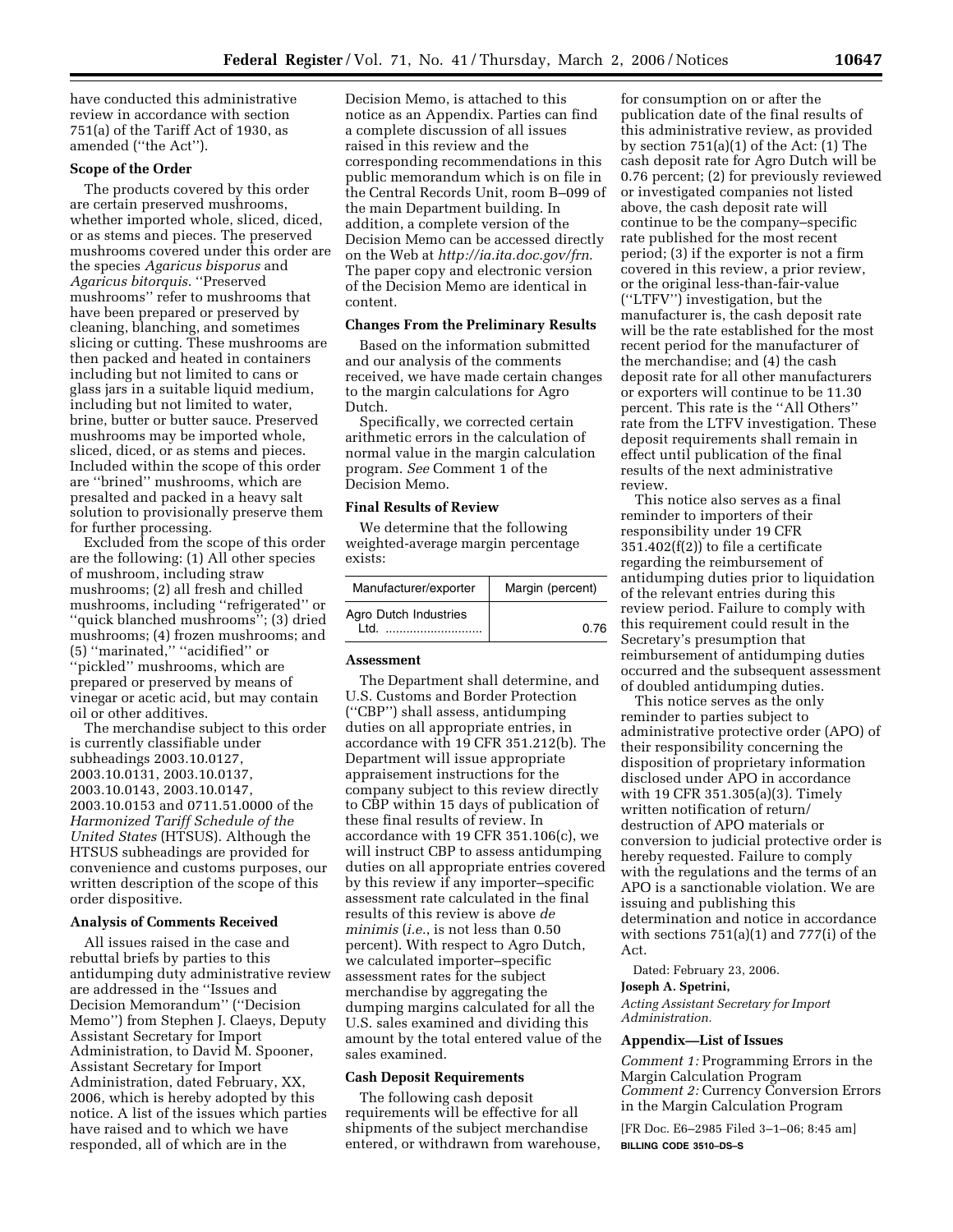have conducted this administrative review in accordance with section 751(a) of the Tariff Act of 1930, as amended (''the Act'').

**Scope of the Order**

The products covered by this order are certain preserved mushrooms, whether imported whole, sliced, diced, or as stems and pieces. The preserved mushrooms covered under this order are the species *Agaricus bisporus* and *Agaricus bitorquis*. ''Preserved mushrooms'' refer to mushrooms that have been prepared or preserved by cleaning, blanching, and sometimes slicing or cutting. These mushrooms are then packed and heated in containers including but not limited to cans or glass jars in a suitable liquid medium, including but not limited to water, brine, butter or butter sauce. Preserved mushrooms may be imported whole, sliced, diced, or as stems and pieces. Included within the scope of this order are ''brined'' mushrooms, which are presalted and packed in a heavy salt solution to provisionally preserve them for further processing.

Excluded from the scope of this order are the following: (1) All other species of mushroom, including straw mushrooms; (2) all fresh and chilled mushrooms, including ''refrigerated'' or ''quick blanched mushrooms''; (3) dried mushrooms; (4) frozen mushrooms; and (5) ''marinated,'' ''acidified'' or ''pickled'' mushrooms, which are prepared or preserved by means of vinegar or acetic acid, but may contain oil or other additives.

The merchandise subject to this order is currently classifiable under subheadings 2003.10.0127, 2003.10.0131, 2003.10.0137, 2003.10.0143, 2003.10.0147, 2003.10.0153 and 0711.51.0000 of the *Harmonized Tariff Schedule of the United States* (HTSUS). Although the HTSUS subheadings are provided for convenience and customs purposes, our written description of the scope of this order dispositive.

**Analysis of Comments Received**

All issues raised in the case and rebuttal briefs by parties to this antidumping duty administrative review are addressed in the ''Issues and Decision Memorandum'' (''Decision Memo'') from Stephen J. Claeys, Deputy Assistant Secretary for Import Administration, to David M. Spooner, Assistant Secretary for Import Administration, dated February, XX, 2006, which is hereby adopted by this notice. A list of the issues which parties have raised and to which we have responded, all of which are in the Decision Memo, is attached to this notice as an Appendix. Parties can find a complete discussion of all issues raised in this review and the corresponding recommendations in this public memorandum which is on file in the Central Records Unit, room B–099 of the main Department building. In addition, a complete version of the Decision Memo can be accessed directly on the Web at *http://ia.ita.doc.gov/frn*. The paper copy and electronic version of the Decision Memo are identical in content.

**Changes From the Preliminary Results**

Based on the information submitted and our analysis of the comments received, we have made certain changes to the margin calculations for Agro Dutch.

Specifically, we corrected certain arithmetic errors in the calculation of normal value in the margin calculation program. *See* Comment 1 of the Decision Memo.

**Final Results of Review**

We determine that the following weighted-average margin percentage exists:

| Manufacturer/exporter | Margin (percent) |
|---|---|
| Agro Dutch Industries Ltd. ............................ | 0.76 |

**Assessment**

The Department shall determine, and U.S. Customs and Border Protection (''CBP'') shall assess, antidumping duties on all appropriate entries, in accordance with 19 CFR 351.212(b). The Department will issue appropriate appraisement instructions for the company subject to this review directly to CBP within 15 days of publication of these final results of review. In accordance with 19 CFR 351.106(c), we will instruct CBP to assess antidumping duties on all appropriate entries covered by this review if any importer–specific assessment rate calculated in the final results of this review is above *de minimis* (*i.e.*, is not less than 0.50 percent). With respect to Agro Dutch, we calculated importer–specific assessment rates for the subject merchandise by aggregating the dumping margins calculated for all the U.S. sales examined and dividing this amount by the total entered value of the sales examined.

**Cash Deposit Requirements**

The following cash deposit requirements will be effective for all shipments of the subject merchandise entered, or withdrawn from warehouse, for consumption on or after the publication date of the final results of this administrative review, as provided by section 751(a)(1) of the Act: (1) The cash deposit rate for Agro Dutch will be 0.76 percent; (2) for previously reviewed or investigated companies not listed above, the cash deposit rate will continue to be the company–specific rate published for the most recent period; (3) if the exporter is not a firm covered in this review, a prior review, or the original less-than-fair-value (''LTFV'') investigation, but the manufacturer is, the cash deposit rate will be the rate established for the most recent period for the manufacturer of the merchandise; and (4) the cash deposit rate for all other manufacturers or exporters will continue to be 11.30 percent. This rate is the ''All Others'' rate from the LTFV investigation. These deposit requirements shall remain in effect until publication of the final results of the next administrative review.

This notice also serves as a final reminder to importers of their responsibility under 19 CFR 351.402(f(2)) to file a certificate regarding the reimbursement of antidumping duties prior to liquidation of the relevant entries during this review period. Failure to comply with this requirement could result in the Secretary's presumption that reimbursement of antidumping duties occurred and the subsequent assessment of doubled antidumping duties.

This notice serves as the only reminder to parties subject to administrative protective order (APO) of their responsibility concerning the disposition of proprietary information disclosed under APO in accordance with 19 CFR 351.305(a)(3). Timely written notification of return/destruction of APO materials or conversion to judicial protective order is hereby requested. Failure to comply with the regulations and the terms of an APO is a sanctionable violation. We are issuing and publishing this determination and notice in accordance with sections 751(a)(1) and 777(i) of the Act.

Dated: February 23, 2006.

**Joseph A. Spetrini,**

*Acting Assistant Secretary for Import Administration.*

**Appendix—List of Issues**

*Comment 1:* Programming Errors in the Margin Calculation Program
*Comment 2:* Currency Conversion Errors in the Margin Calculation Program

[FR Doc. E6–2985 Filed 3–1–06; 8:45 am]

**BILLING CODE 3510–DS–S**